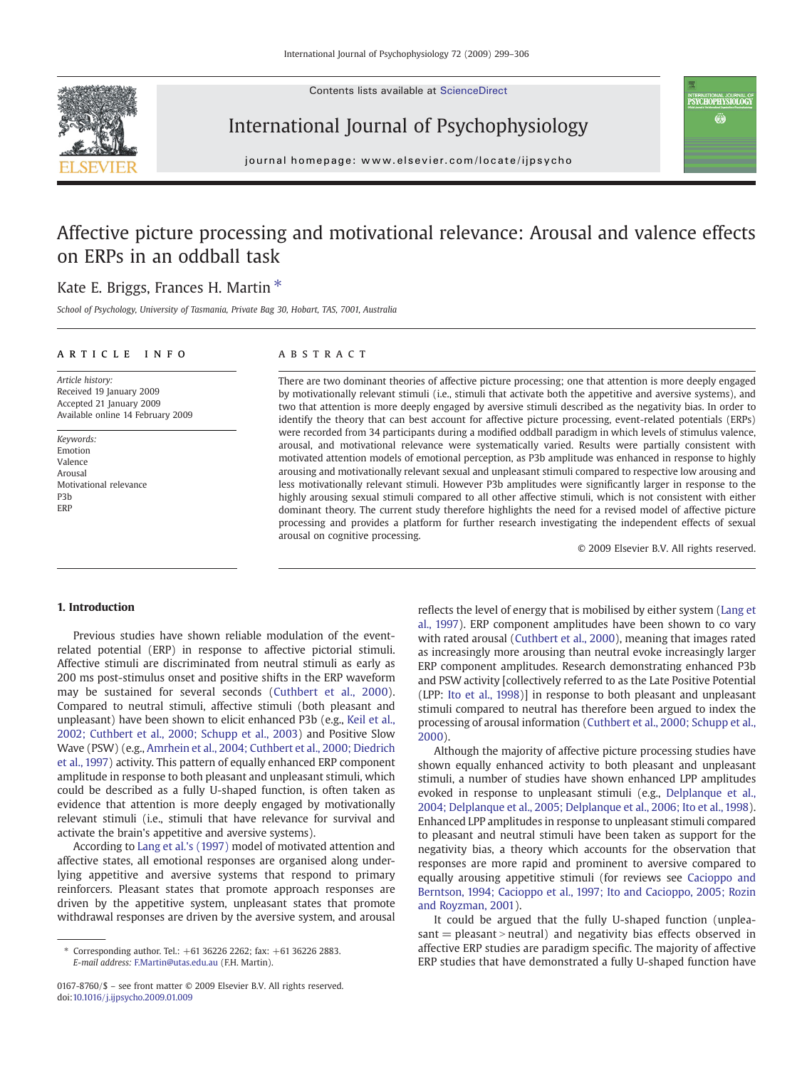# Affective picture processing and motivational relevance: Arousal and valence effects on ERPs in an oddball task

Kate E. Briggs, Frances H. Martin *

*School of Psychology, University of Tasmania, Private Bag 30, Hobart, TAS, 7001, Australia*

**ARTICLE INFO**

*Article history:*
Received 19 January 2009
Accepted 21 January 2009
Available online 14 February 2009

*Keywords:*
Emotion
Valence
Arousal
Motivational relevance
P3b
ERP

**ABSTRACT**

There are two dominant theories of affective picture processing; one that attention is more deeply engaged by motivationally relevant stimuli (i.e., stimuli that activate both the appetitive and aversive systems), and two that attention is more deeply engaged by aversive stimuli described as the negativity bias. In order to identify the theory that can best account for affective picture processing, event-related potentials (ERPs) were recorded from 34 participants during a modified oddball paradigm in which levels of stimulus valence, arousal, and motivational relevance were systematically varied. Results were partially consistent with motivated attention models of emotional perception, as P3b amplitude was enhanced in response to highly arousing and motivationally relevant sexual and unpleasant stimuli compared to respective low arousing and less motivationally relevant stimuli. However P3b amplitudes were significantly larger in response to the highly arousing sexual stimuli compared to all other affective stimuli, which is not consistent with either dominant theory. The current study therefore highlights the need for a revised model of affective picture processing and provides a platform for further research investigating the independent effects of sexual arousal on cognitive processing.

© 2009 Elsevier B.V. All rights reserved.

## 1. Introduction

Previous studies have shown reliable modulation of the event-related potential (ERP) in response to affective pictorial stimuli. Affective stimuli are discriminated from neutral stimuli as early as 200 ms post-stimulus onset and positive shifts in the ERP waveform may be sustained for several seconds (Cuthbert et al., 2000). Compared to neutral stimuli, affective stimuli (both pleasant and unpleasant) have been shown to elicit enhanced P3b (e.g., Keil et al., 2002; Cuthbert et al., 2000; Schupp et al., 2003) and Positive Slow Wave (PSW) (e.g., Amrhein et al., 2004; Cuthbert et al., 2000; Diedrich et al., 1997) activity. This pattern of equally enhanced ERP component amplitude in response to both pleasant and unpleasant stimuli, which could be described as a fully U-shaped function, is often taken as evidence that attention is more deeply engaged by motivationally relevant stimuli (i.e., stimuli that have relevance for survival and activate the brain's appetitive and aversive systems).

According to Lang et al.'s (1997) model of motivated attention and affective states, all emotional responses are organised along underlying appetitive and aversive systems that respond to primary reinforcers. Pleasant states that promote approach responses are driven by the appetitive system, unpleasant states that promote withdrawal responses are driven by the aversive system, and arousal reflects the level of energy that is mobilised by either system (Lang et al., 1997). ERP component amplitudes have been shown to co vary with rated arousal (Cuthbert et al., 2000), meaning that images rated as increasingly more arousing than neutral evoke increasingly larger ERP component amplitudes. Research demonstrating enhanced P3b and PSW activity [collectively referred to as the Late Positive Potential (LPP: Ito et al., 1998)] in response to both pleasant and unpleasant stimuli compared to neutral has therefore been argued to index the processing of arousal information (Cuthbert et al., 2000; Schupp et al., 2000).

Although the majority of affective picture processing studies have shown equally enhanced activity to both pleasant and unpleasant stimuli, a number of studies have shown enhanced LPP amplitudes evoked in response to unpleasant stimuli (e.g., Delplanque et al., 2004; Delplanque et al., 2005; Delplanque et al., 2006; Ito et al., 1998). Enhanced LPP amplitudes in response to unpleasant stimuli compared to pleasant and neutral stimuli have been taken as support for the negativity bias, a theory which accounts for the observation that responses are more rapid and prominent to aversive compared to equally arousing appetitive stimuli (for reviews see Cacioppo and Berntson, 1994; Cacioppo et al., 1997; Ito and Cacioppo, 2005; Rozin and Royzman, 2001).

It could be argued that the fully U-shaped function (unpleasant = pleasant > neutral) and negativity bias effects observed in affective ERP studies are paradigm specific. The majority of affective ERP studies that have demonstrated a fully U-shaped function have

\* Corresponding author. Tel.: +61 36226 2262; fax: +61 36226 2883.
*E-mail address:* F.Martin@utas.edu.au (F.H. Martin).

0167-8760/$ – see front matter © 2009 Elsevier B.V. All rights reserved.
doi:10.1016/j.ijpsycho.2009.01.009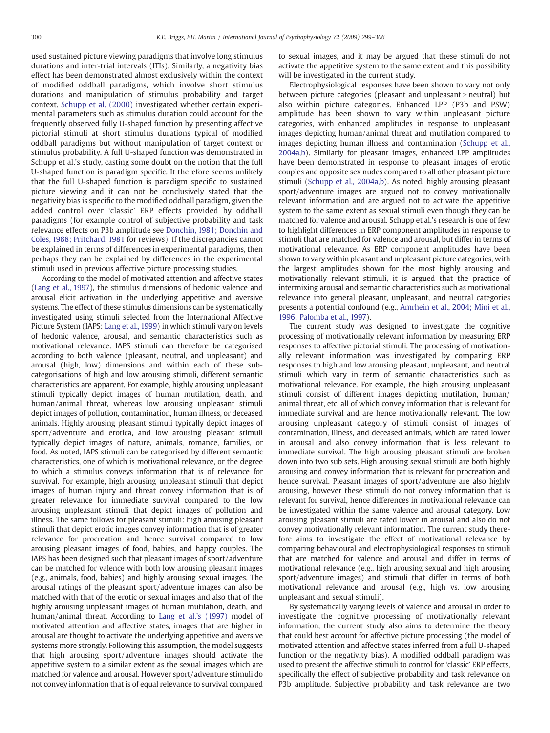used sustained picture viewing paradigms that involve long stimulus durations and inter-trial intervals (ITIs). Similarly, a negativity bias effect has been demonstrated almost exclusively within the context of modified oddball paradigms, which involve short stimulus durations and manipulation of stimulus probability and target context. Schupp et al. (2000) investigated whether certain experimental parameters such as stimulus duration could account for the frequently observed fully U-shaped function by presenting affective pictorial stimuli at short stimulus durations typical of modified oddball paradigms but without manipulation of target context or stimulus probability. A full U-shaped function was demonstrated in Schupp et al.'s study, casting some doubt on the notion that the full U-shaped function is paradigm specific. It therefore seems unlikely that the full U-shaped function is paradigm specific to sustained picture viewing and it can not be conclusively stated that the negativity bias is specific to the modified oddball paradigm, given the added control over 'classic' ERP effects provided by oddball paradigms (for example control of subjective probability and task relevance effects on P3b amplitude see Donchin, 1981; Donchin and Coles, 1988; Pritchard, 1981 for reviews). If the discrepancies cannot be explained in terms of differences in experimental paradigms, then perhaps they can be explained by differences in the experimental stimuli used in previous affective picture processing studies.

According to the model of motivated attention and affective states (Lang et al., 1997), the stimulus dimensions of hedonic valence and arousal elicit activation in the underlying appetitive and aversive systems. The effect of these stimulus dimensions can be systematically investigated using stimuli selected from the International Affective Picture System (IAPS: Lang et al., 1999) in which stimuli vary on levels of hedonic valence, arousal, and semantic characteristics such as motivational relevance. IAPS stimuli can therefore be categorised according to both valence (pleasant, neutral, and unpleasant) and arousal (high, low) dimensions and within each of these subcategorisations of high and low arousing stimuli, different semantic characteristics are apparent. For example, highly arousing unpleasant stimuli typically depict images of human mutilation, death, and human/animal threat, whereas low arousing unpleasant stimuli depict images of pollution, contamination, human illness, or deceased animals. Highly arousing pleasant stimuli typically depict images of sport/adventure and erotica, and low arousing pleasant stimuli typically depict images of nature, animals, romance, families, or food. As noted, IAPS stimuli can be categorised by different semantic characteristics, one of which is motivational relevance, or the degree to which a stimulus conveys information that is of relevance for survival. For example, high arousing unpleasant stimuli that depict images of human injury and threat convey information that is of greater relevance for immediate survival compared to the low arousing unpleasant stimuli that depict images of pollution and illness. The same follows for pleasant stimuli: high arousing pleasant stimuli that depict erotic images convey information that is of greater relevance for procreation and hence survival compared to low arousing pleasant images of food, babies, and happy couples. The IAPS has been designed such that pleasant images of sport/adventure can be matched for valence with both low arousing pleasant images (e.g., animals, food, babies) and highly arousing sexual images. The arousal ratings of the pleasant sport/adventure images can also be matched with that of the erotic or sexual images and also that of the highly arousing unpleasant images of human mutilation, death, and human/animal threat. According to Lang et al.'s (1997) model of motivated attention and affective states, images that are higher in arousal are thought to activate the underlying appetitive and aversive systems more strongly. Following this assumption, the model suggests that high arousing sport/adventure images should activate the appetitive system to a similar extent as the sexual images which are matched for valence and arousal. However sport/adventure stimuli do not convey information that is of equal relevance to survival compared to sexual images, and it may be argued that these stimuli do not activate the appetitive system to the same extent and this possibility will be investigated in the current study.

Electrophysiological responses have been shown to vary not only between picture categories (pleasant and unpleasant > neutral) but also within picture categories. Enhanced LPP (P3b and PSW) amplitude has been shown to vary within unpleasant picture categories, with enhanced amplitudes in response to unpleasant images depicting human/animal threat and mutilation compared to images depicting human illness and contamination (Schupp et al., 2004a,b). Similarly for pleasant images, enhanced LPP amplitudes have been demonstrated in response to pleasant images of erotic couples and opposite sex nudes compared to all other pleasant picture stimuli (Schupp et al., 2004a,b). As noted, highly arousing pleasant sport/adventure images are argued not to convey motivationally relevant information and are argued not to activate the appetitive system to the same extent as sexual stimuli even though they can be matched for valence and arousal. Schupp et al.'s research is one of few to highlight differences in ERP component amplitudes in response to stimuli that are matched for valence and arousal, but differ in terms of motivational relevance. As ERP component amplitudes have been shown to vary within pleasant and unpleasant picture categories, with the largest amplitudes shown for the most highly arousing and motivationally relevant stimuli, it is argued that the practice of intermixing arousal and semantic characteristics such as motivational relevance into general pleasant, unpleasant, and neutral categories presents a potential confound (e.g., Amrhein et al., 2004; Mini et al., 1996; Palomba et al., 1997).

The current study was designed to investigate the cognitive processing of motivationally relevant information by measuring ERP responses to affective pictorial stimuli. The processing of motivationally relevant information was investigated by comparing ERP responses to high and low arousing pleasant, unpleasant, and neutral stimuli which vary in term of semantic characteristics such as motivational relevance. For example, the high arousing unpleasant stimuli consist of different images depicting mutilation, human/animal threat, etc. all of which convey information that is relevant for immediate survival and are hence motivationally relevant. The low arousing unpleasant category of stimuli consist of images of contamination, illness, and deceased animals, which are rated lower in arousal and also convey information that is less relevant to immediate survival. The high arousing pleasant stimuli are broken down into two sub sets. High arousing sexual stimuli are both highly arousing and convey information that is relevant for procreation and hence survival. Pleasant images of sport/adventure are also highly arousing, however these stimuli do not convey information that is relevant for survival, hence differences in motivational relevance can be investigated within the same valence and arousal category. Low arousing pleasant stimuli are rated lower in arousal and also do not convey motivationally relevant information. The current study therefore aims to investigate the effect of motivational relevance by comparing behavioural and electrophysiological responses to stimuli that are matched for valence and arousal and differ in terms of motivational relevance (e.g., high arousing sexual and high arousing sport/adventure images) and stimuli that differ in terms of both motivational relevance and arousal (e.g., high vs. low arousing unpleasant and sexual stimuli).

By systematically varying levels of valence and arousal in order to investigate the cognitive processing of motivationally relevant information, the current study also aims to determine the theory that could best account for affective picture processing (the model of motivated attention and affective states inferred from a full U-shaped function or the negativity bias). A modified oddball paradigm was used to present the affective stimuli to control for 'classic' ERP effects, specifically the effect of subjective probability and task relevance on P3b amplitude. Subjective probability and task relevance are two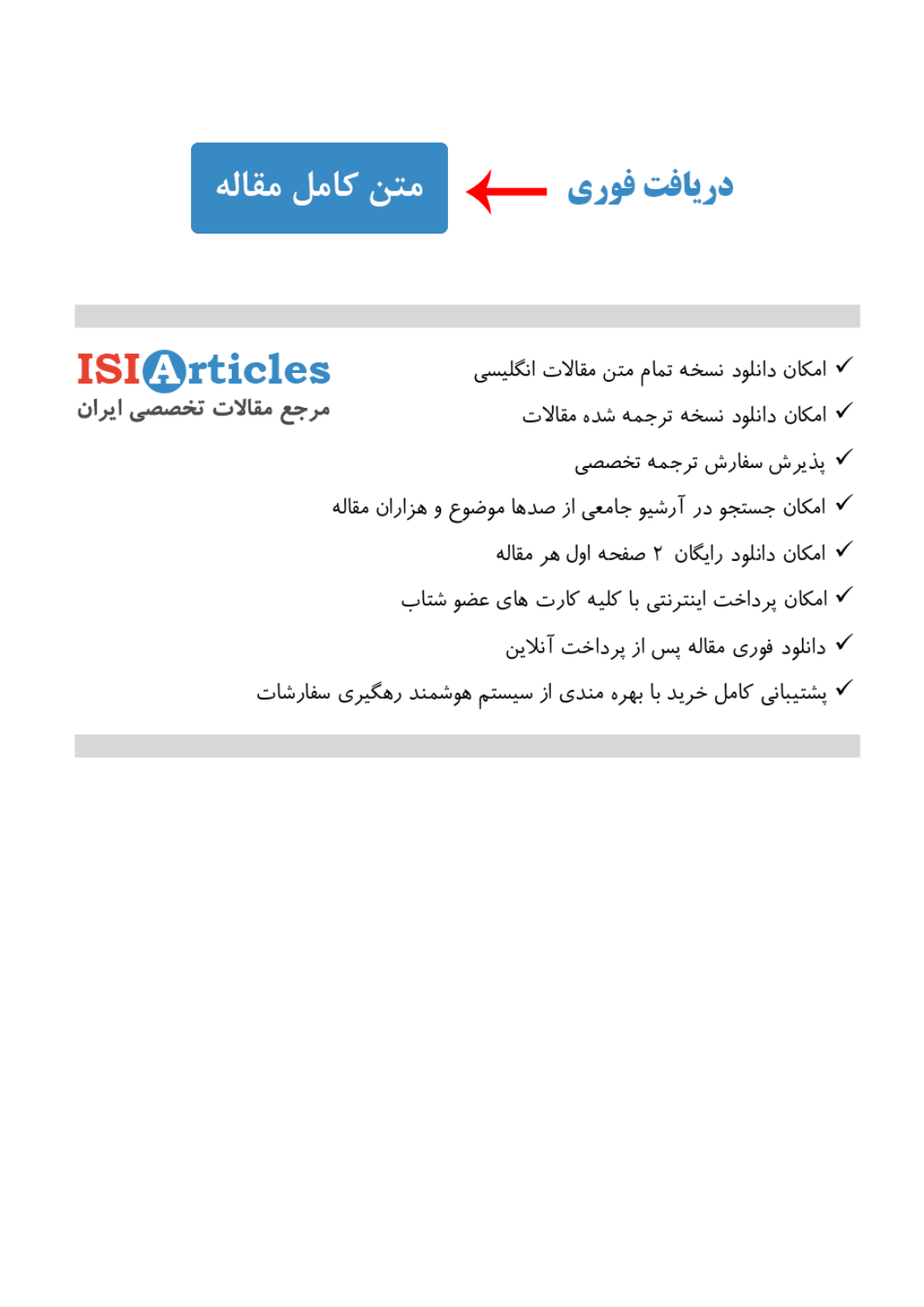دریافت فوری ← متن کامل مقاله

ISIArticles
مرجع مقالات تخصصی ایران

- ✓ امکان دانلود نسخه تمام متن مقالات انگلیسی
- ✓ امکان دانلود نسخه ترجمه شده مقالات
- ✓ پذیرش سفارش ترجمه تخصصی
- ✓ امکان جستجو در آرشیو جامعی از صدها موضوع و هزاران مقاله
- ✓ امکان دانلود رایگان ۲ صفحه اول هر مقاله
- ✓ امکان پرداخت اینترنتی با کلیه کارت های عضو شتاب
- ✓ دانلود فوری مقاله پس از پرداخت آنلاین
- ✓ پشتیبانی کامل خرید با بهره مندی از سیستم هوشمند رهگیری سفارشات